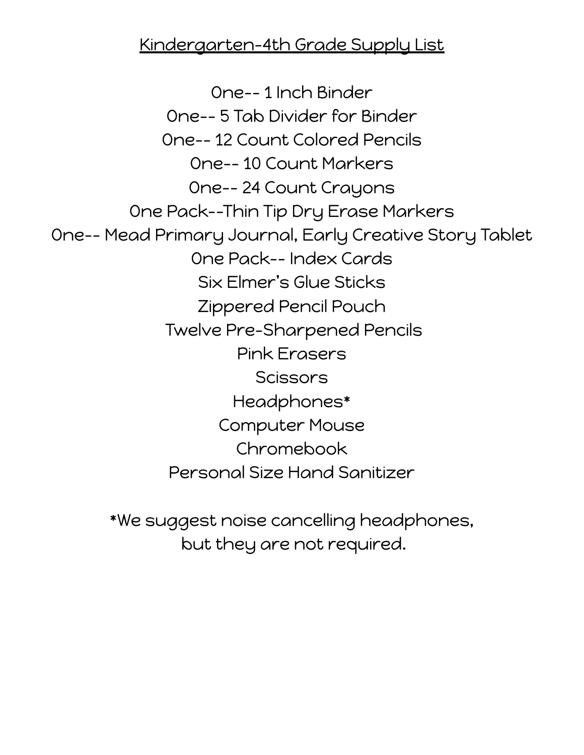# Kindergarten-4th Grade Supply List

One-- 1 Inch Binder

One-- 5 Tab Divider for Binder

One-- 12 Count Colored Pencils

One-- 10 Count Markers

One-- 24 Count Crayons

One Pack--Thin Tip Dry Erase Markers

One-- Mead Primary Journal, Early Creative Story Tablet

One Pack-- Index Cards

Six Elmer's Glue Sticks

Zippered Pencil Pouch

Twelve Pre-Sharpened Pencils

Pink Erasers

Scissors

Headphones*

Computer Mouse

Chromebook

Personal Size Hand Sanitizer

*We suggest noise cancelling headphones, but they are not required.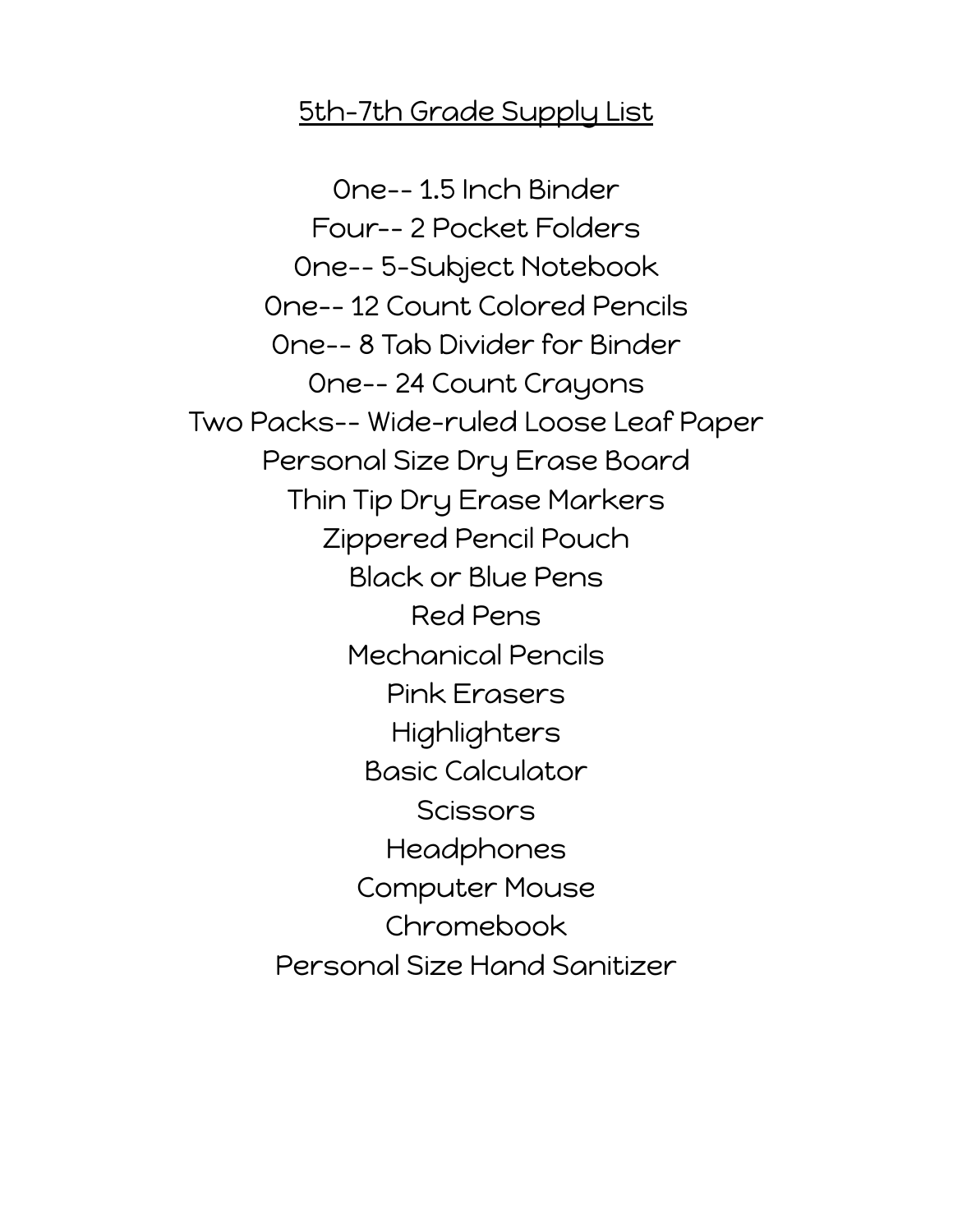## 5th-7th Grade Supply List

One-- 1.5 Inch Binder

Four-- 2 Pocket Folders

One-- 5-Subject Notebook

One-- 12 Count Colored Pencils

One-- 8 Tab Divider for Binder

One-- 24 Count Crayons

Two Packs-- Wide-ruled Loose Leaf Paper

Personal Size Dry Erase Board

Thin Tip Dry Erase Markers

Zippered Pencil Pouch

Black or Blue Pens

Red Pens

Mechanical Pencils

Pink Erasers

Highlighters

Basic Calculator

Scissors

Headphones

Computer Mouse

Chromebook

Personal Size Hand Sanitizer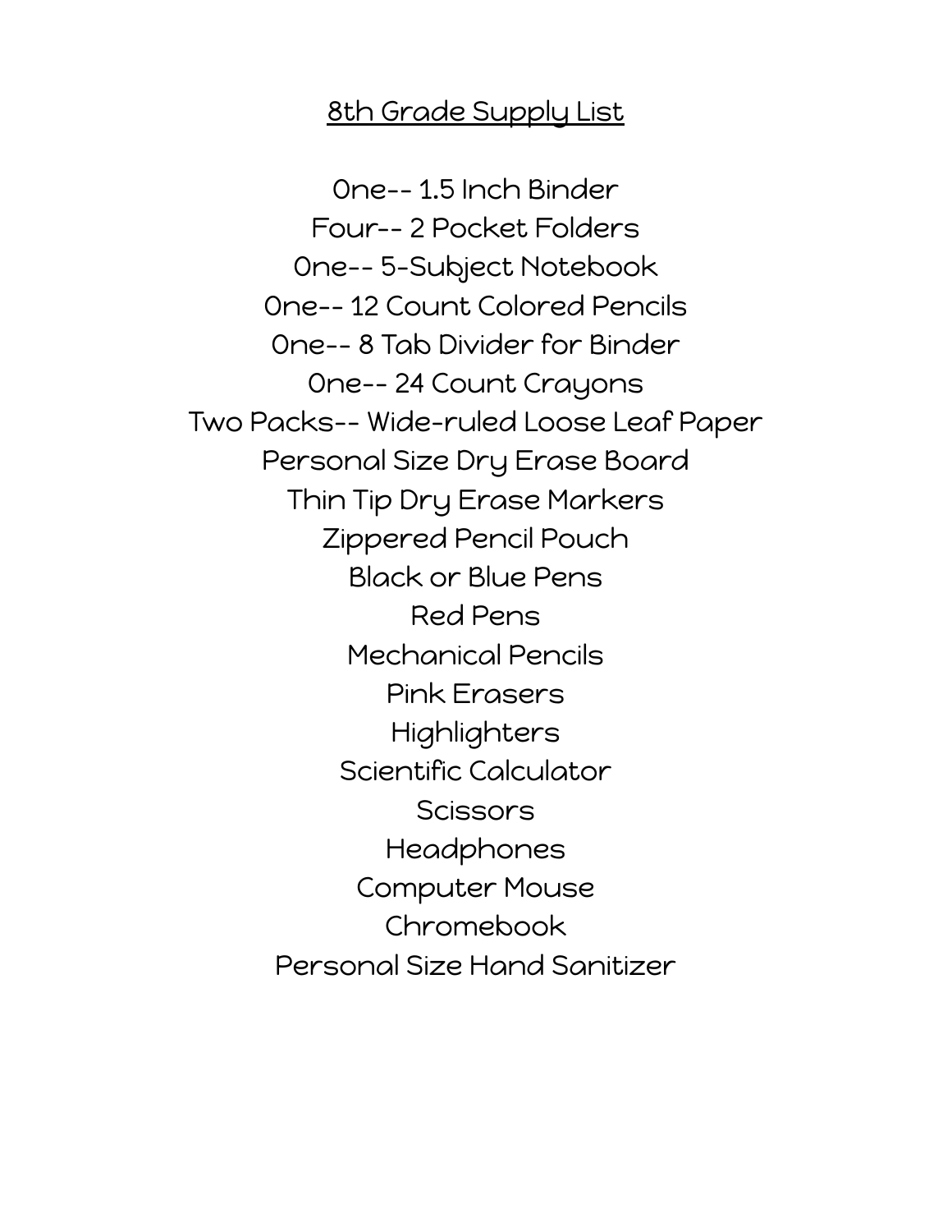# 8th Grade Supply List

One-- 1.5 Inch Binder
Four-- 2 Pocket Folders
One-- 5-Subject Notebook
One-- 12 Count Colored Pencils
One-- 8 Tab Divider for Binder
One-- 24 Count Crayons
Two Packs-- Wide-ruled Loose Leaf Paper
Personal Size Dry Erase Board
Thin Tip Dry Erase Markers
Zippered Pencil Pouch
Black or Blue Pens
Red Pens
Mechanical Pencils
Pink Erasers
Highlighters
Scientific Calculator
Scissors
Headphones
Computer Mouse
Chromebook
Personal Size Hand Sanitizer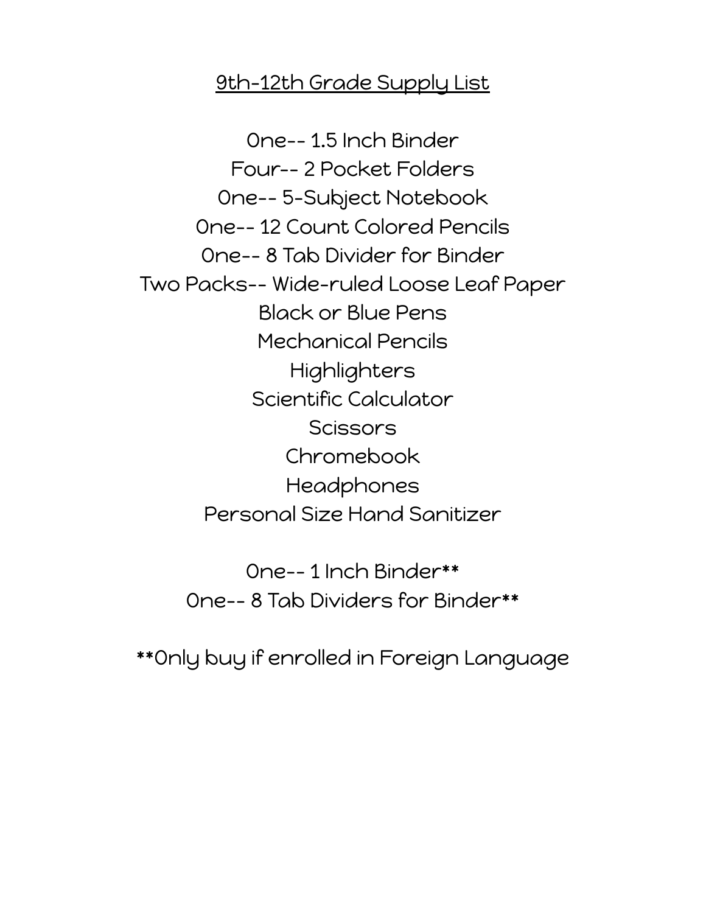# 9th-12th Grade Supply List

One-- 1.5 Inch Binder
Four-- 2 Pocket Folders
One-- 5-Subject Notebook
One-- 12 Count Colored Pencils
One-- 8 Tab Divider for Binder
Two Packs-- Wide-ruled Loose Leaf Paper
Black or Blue Pens
Mechanical Pencils
Highlighters
Scientific Calculator
Scissors
Chromebook
Headphones
Personal Size Hand Sanitizer

One-- 1 Inch Binder**
One-- 8 Tab Dividers for Binder**

**Only buy if enrolled in Foreign Language